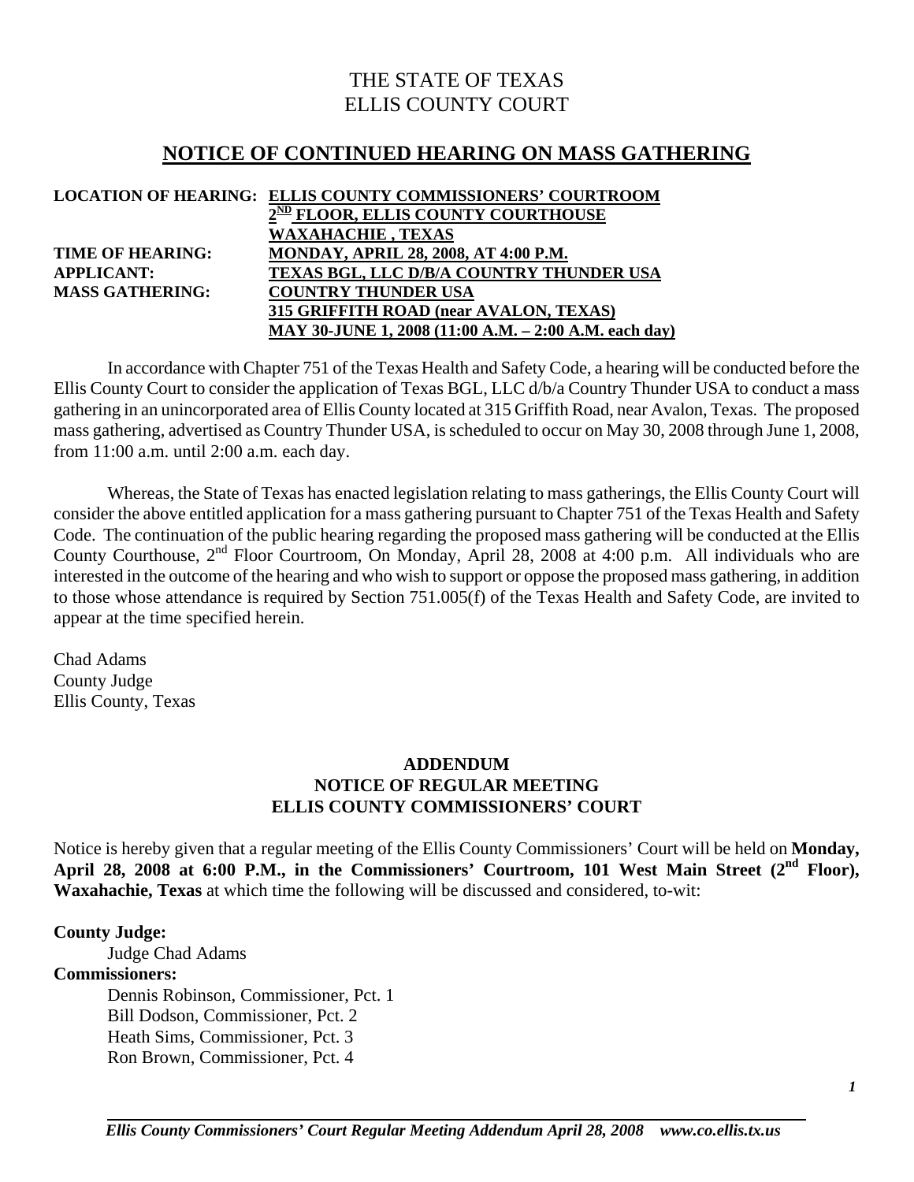# THE STATE OF TEXAS
# ELLIS COUNTY COURT

## NOTICE OF CONTINUED HEARING ON MASS GATHERING

| | |
|---|---|
| **LOCATION OF HEARING:** | **ELLIS COUNTY COMMISSIONERS' COURTROOM** |
| | **2ND FLOOR, ELLIS COUNTY COURTHOUSE** |
| | **WAXAHACHIE , TEXAS** |
| **TIME OF HEARING:** | **MONDAY, APRIL 28, 2008, AT 4:00 P.M.** |
| **APPLICANT:** | **TEXAS BGL, LLC D/B/A COUNTRY THUNDER USA** |
| **MASS GATHERING:** | **COUNTRY THUNDER USA** |
| | **315 GRIFFITH ROAD (near AVALON, TEXAS)** |
| | **MAY 30-JUNE 1, 2008 (11:00 A.M. – 2:00 A.M. each day)** |

In accordance with Chapter 751 of the Texas Health and Safety Code, a hearing will be conducted before the Ellis County Court to consider the application of Texas BGL, LLC d/b/a Country Thunder USA to conduct a mass gathering in an unincorporated area of Ellis County located at 315 Griffith Road, near Avalon, Texas. The proposed mass gathering, advertised as Country Thunder USA, is scheduled to occur on May 30, 2008 through June 1, 2008, from 11:00 a.m. until 2:00 a.m. each day.

Whereas, the State of Texas has enacted legislation relating to mass gatherings, the Ellis County Court will consider the above entitled application for a mass gathering pursuant to Chapter 751 of the Texas Health and Safety Code. The continuation of the public hearing regarding the proposed mass gathering will be conducted at the Ellis County Courthouse, 2nd Floor Courtroom, On Monday, April 28, 2008 at 4:00 p.m. All individuals who are interested in the outcome of the hearing and who wish to support or oppose the proposed mass gathering, in addition to those whose attendance is required by Section 751.005(f) of the Texas Health and Safety Code, are invited to appear at the time specified herein.

Chad Adams
County Judge
Ellis County, Texas

### ADDENDUM
### NOTICE OF REGULAR MEETING
### ELLIS COUNTY COMMISSIONERS' COURT

Notice is hereby given that a regular meeting of the Ellis County Commissioners' Court will be held on **Monday, April 28, 2008 at 6:00 P.M., in the Commissioners' Courtroom, 101 West Main Street (2nd Floor), Waxahachie, Texas** at which time the following will be discussed and considered, to-wit:

**County Judge:**

Judge Chad Adams

**Commissioners:**

Dennis Robinson, Commissioner, Pct. 1
Bill Dodson, Commissioner, Pct. 2
Heath Sims, Commissioner, Pct. 3
Ron Brown, Commissioner, Pct. 4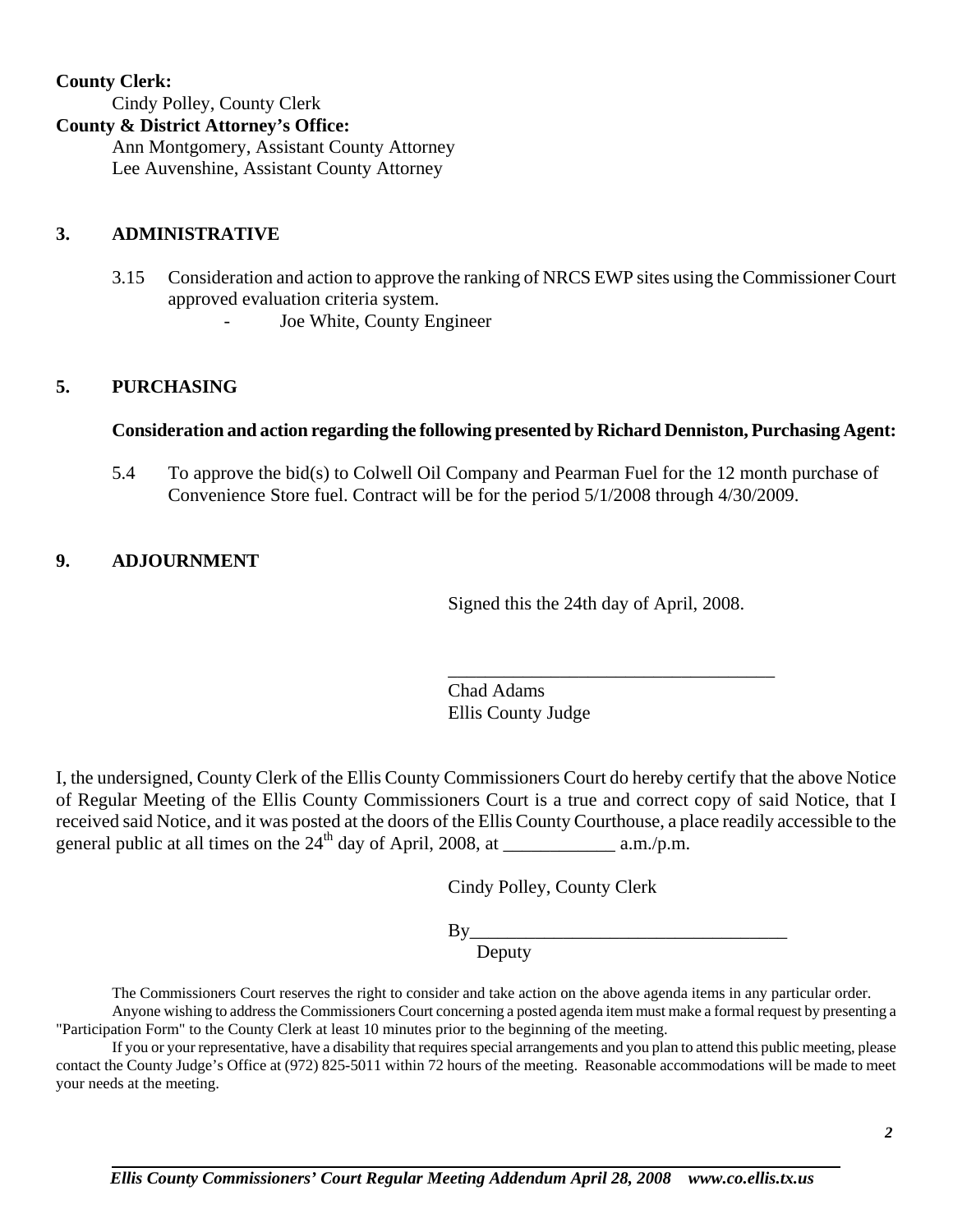**County Clerk:**

Cindy Polley, County Clerk

**County & District Attorney's Office:**

Ann Montgomery, Assistant County Attorney
Lee Auvenshine, Assistant County Attorney

## 3. ADMINISTRATIVE

3.15 Consideration and action to approve the ranking of NRCS EWP sites using the Commissioner Court approved evaluation criteria system.

- Joe White, County Engineer

## 5. PURCHASING

**Consideration and action regarding the following presented by Richard Denniston, Purchasing Agent:**

5.4 To approve the bid(s) to Colwell Oil Company and Pearman Fuel for the 12 month purchase of Convenience Store fuel. Contract will be for the period 5/1/2008 through 4/30/2009.

## 9. ADJOURNMENT

Signed this the 24th day of April, 2008.

___________________________________

Chad Adams
Ellis County Judge

I, the undersigned, County Clerk of the Ellis County Commissioners Court do hereby certify that the above Notice of Regular Meeting of the Ellis County Commissioners Court is a true and correct copy of said Notice, that I received said Notice, and it was posted at the doors of the Ellis County Courthouse, a place readily accessible to the general public at all times on the 24th day of April, 2008, at ____________ a.m./p.m.

Cindy Polley, County Clerk

By_________________________________
Deputy

The Commissioners Court reserves the right to consider and take action on the above agenda items in any particular order.

Anyone wishing to address the Commissioners Court concerning a posted agenda item must make a formal request by presenting a "Participation Form" to the County Clerk at least 10 minutes prior to the beginning of the meeting.

If you or your representative, have a disability that requires special arrangements and you plan to attend this public meeting, please contact the County Judge's Office at (972) 825-5011 within 72 hours of the meeting. Reasonable accommodations will be made to meet your needs at the meeting.